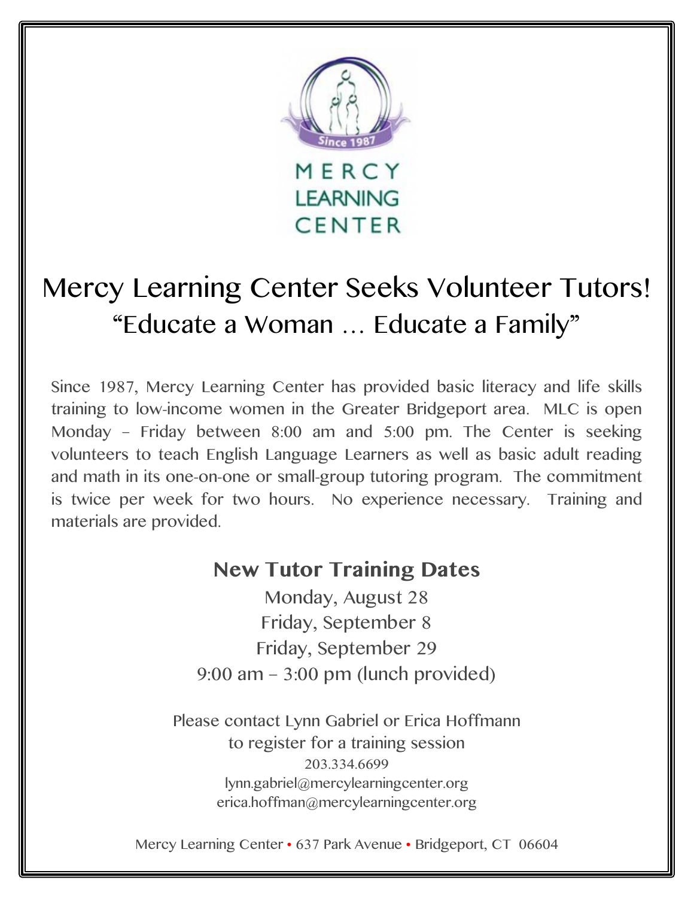MERCY
LEARNING
CENTER

Since 1987

# Mercy Learning Center Seeks Volunteer Tutors!

## "Educate a Woman … Educate a Family"

Since 1987, Mercy Learning Center has provided basic literacy and life skills training to low-income women in the Greater Bridgeport area. MLC is open Monday – Friday between 8:00 am and 5:00 pm. The Center is seeking volunteers to teach English Language Learners as well as basic adult reading and math in its one-on-one or small-group tutoring program. The commitment is twice per week for two hours. No experience necessary. Training and materials are provided.

### New Tutor Training Dates

Monday, August 28
Friday, September 8
Friday, September 29
9:00 am – 3:00 pm (lunch provided)

Please contact Lynn Gabriel or Erica Hoffmann
to register for a training session
203.334.6699
lynn.gabriel@mercylearningcenter.org
erica.hoffman@mercylearningcenter.org

Mercy Learning Center • 637 Park Avenue • Bridgeport, CT 06604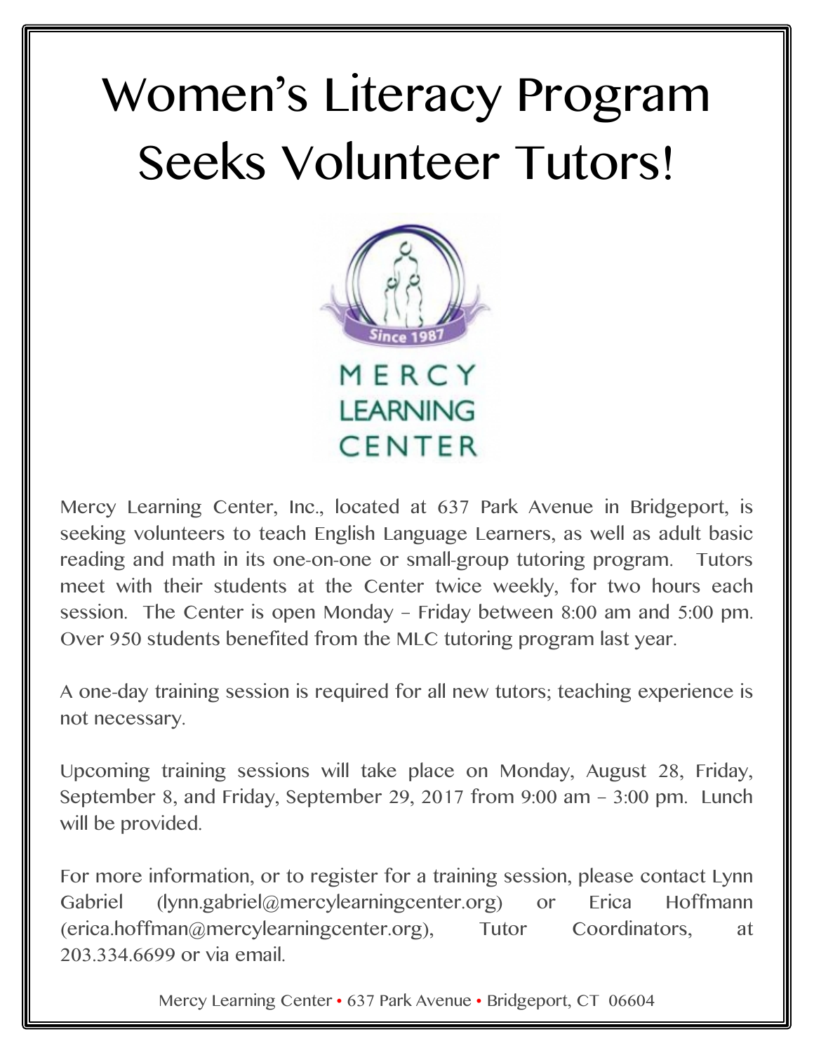# Women's Literacy Program Seeks Volunteer Tutors!

Since 1987

MERCY LEARNING CENTER

Mercy Learning Center, Inc., located at 637 Park Avenue in Bridgeport, is seeking volunteers to teach English Language Learners, as well as adult basic reading and math in its one-on-one or small-group tutoring program. Tutors meet with their students at the Center twice weekly, for two hours each session. The Center is open Monday – Friday between 8:00 am and 5:00 pm. Over 950 students benefited from the MLC tutoring program last year.

A one-day training session is required for all new tutors; teaching experience is not necessary.

Upcoming training sessions will take place on Monday, August 28, Friday, September 8, and Friday, September 29, 2017 from 9:00 am – 3:00 pm. Lunch will be provided.

For more information, or to register for a training session, please contact Lynn Gabriel (lynn.gabriel@mercylearningcenter.org) or Erica Hoffmann (erica.hoffman@mercylearningcenter.org), Tutor Coordinators, at 203.334.6699 or via email.

Mercy Learning Center • 637 Park Avenue • Bridgeport, CT 06604